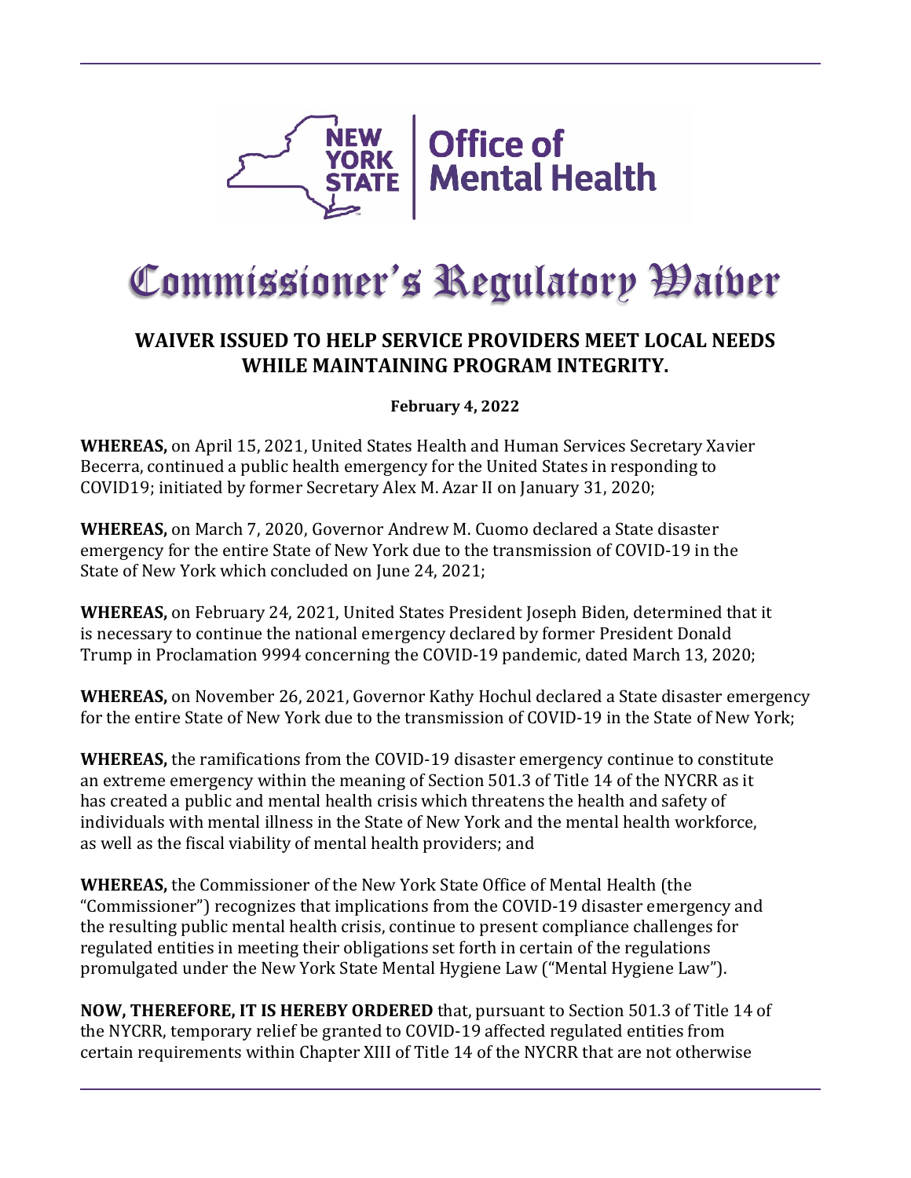New York State Office of Mental Health

# Commissioner's Regulatory Waiver

## WAIVER ISSUED TO HELP SERVICE PROVIDERS MEET LOCAL NEEDS WHILE MAINTAINING PROGRAM INTEGRITY.

**February 4, 2022**

**WHEREAS,** on April 15, 2021, United States Health and Human Services Secretary Xavier Becerra, continued a public health emergency for the United States in responding to COVID19; initiated by former Secretary Alex M. Azar II on January 31, 2020;

**WHEREAS,** on March 7, 2020, Governor Andrew M. Cuomo declared a State disaster emergency for the entire State of New York due to the transmission of COVID-19 in the State of New York which concluded on June 24, 2021;

**WHEREAS,** on February 24, 2021, United States President Joseph Biden, determined that it is necessary to continue the national emergency declared by former President Donald Trump in Proclamation 9994 concerning the COVID-19 pandemic, dated March 13, 2020;

**WHEREAS,** on November 26, 2021, Governor Kathy Hochul declared a State disaster emergency for the entire State of New York due to the transmission of COVID-19 in the State of New York;

**WHEREAS,** the ramifications from the COVID-19 disaster emergency continue to constitute an extreme emergency within the meaning of Section 501.3 of Title 14 of the NYCRR as it has created a public and mental health crisis which threatens the health and safety of individuals with mental illness in the State of New York and the mental health workforce, as well as the fiscal viability of mental health providers; and

**WHEREAS,** the Commissioner of the New York State Office of Mental Health (the "Commissioner") recognizes that implications from the COVID-19 disaster emergency and the resulting public mental health crisis, continue to present compliance challenges for regulated entities in meeting their obligations set forth in certain of the regulations promulgated under the New York State Mental Hygiene Law ("Mental Hygiene Law").

**NOW, THEREFORE, IT IS HEREBY ORDERED** that, pursuant to Section 501.3 of Title 14 of the NYCRR, temporary relief be granted to COVID-19 affected regulated entities from certain requirements within Chapter XIII of Title 14 of the NYCRR that are not otherwise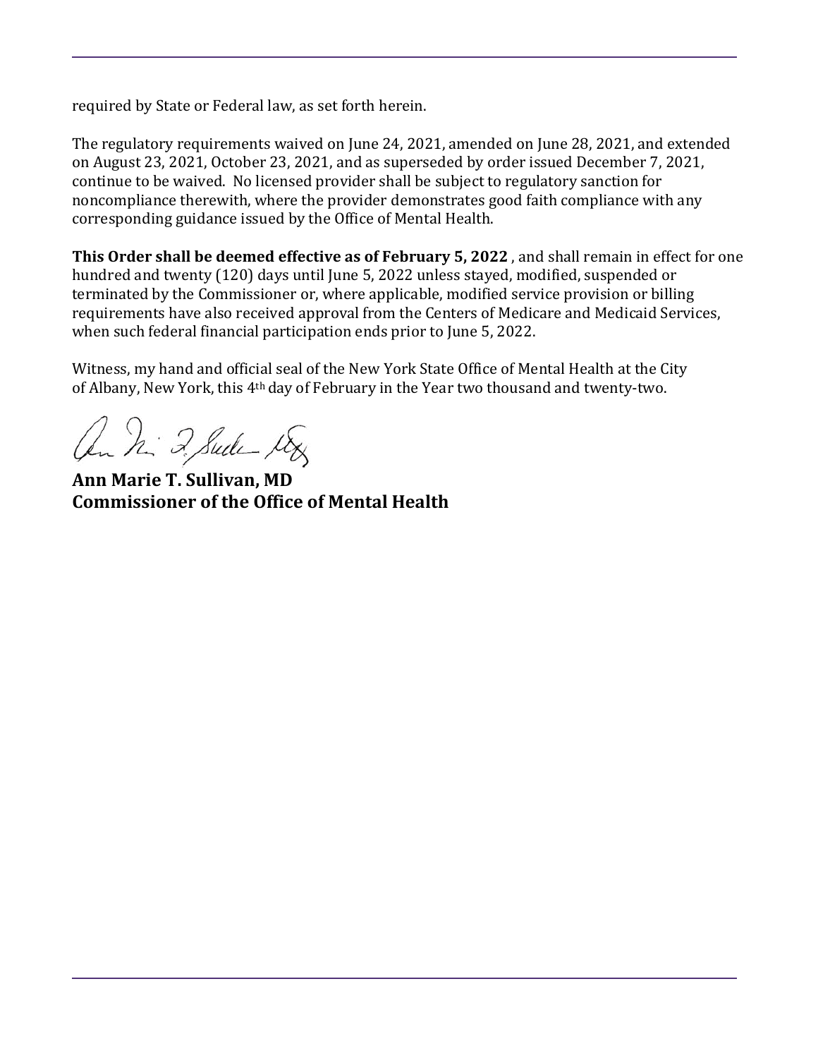required by State or Federal law, as set forth herein.

The regulatory requirements waived on June 24, 2021, amended on June 28, 2021, and extended on August 23, 2021, October 23, 2021, and as superseded by order issued December 7, 2021, continue to be waived. No licensed provider shall be subject to regulatory sanction for noncompliance therewith, where the provider demonstrates good faith compliance with any corresponding guidance issued by the Office of Mental Health.

**This Order shall be deemed effective as of February 5, 2022** , and shall remain in effect for one hundred and twenty (120) days until June 5, 2022 unless stayed, modified, suspended or terminated by the Commissioner or, where applicable, modified service provision or billing requirements have also received approval from the Centers of Medicare and Medicaid Services, when such federal financial participation ends prior to June 5, 2022.

Witness, my hand and official seal of the New York State Office of Mental Health at the City of Albany, New York, this 4th day of February in the Year two thousand and twenty-two.

**Ann Marie T. Sullivan, MD**
**Commissioner of the Office of Mental Health**